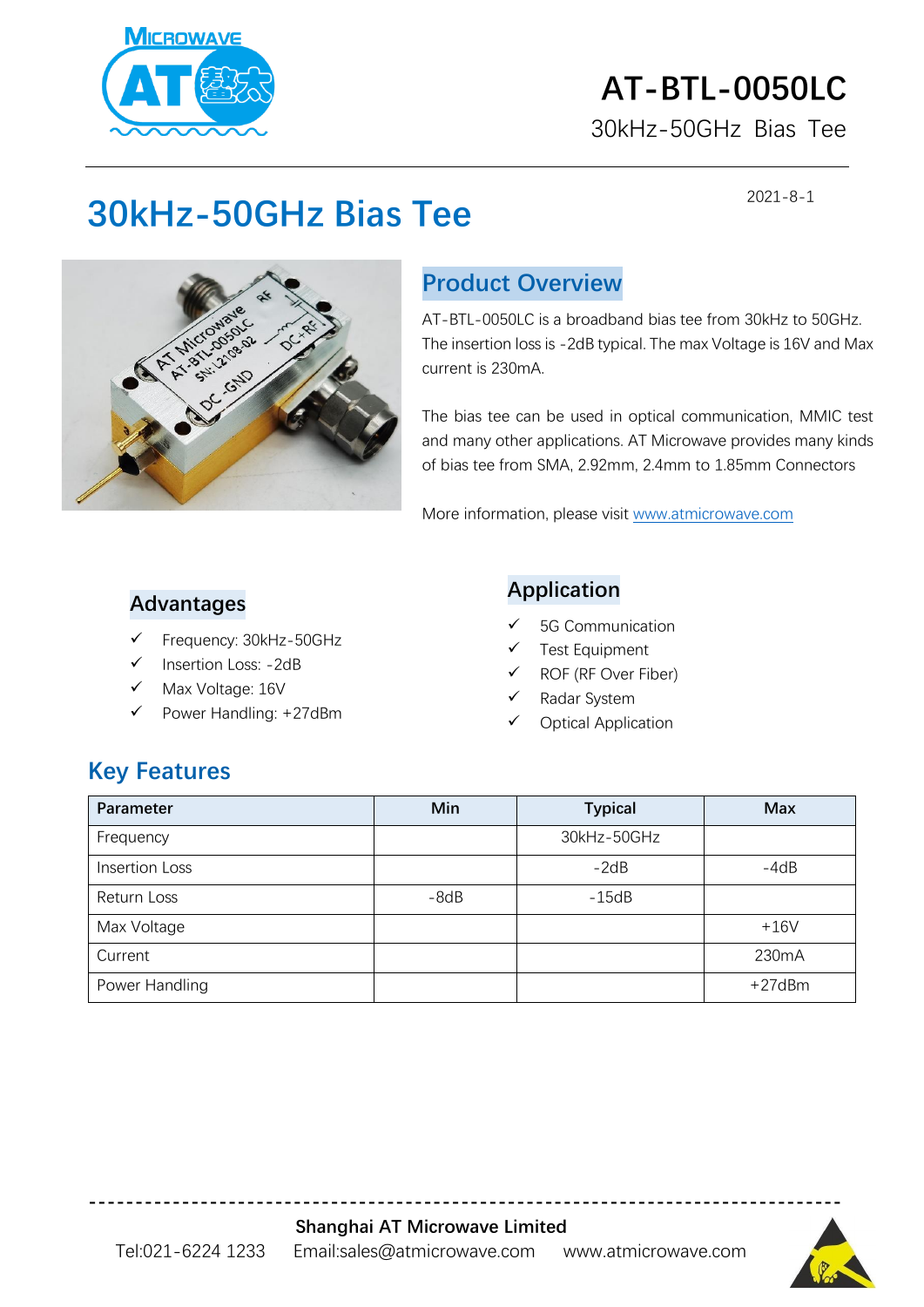# AT-BTL-0050LC

30kHz-50GHz Bias Tee

2021-8-1

## 30kHz-50GHz Bias Tee

### Product Overview

AT-BTL-0050LC is a broadband bias tee from 30kHz to 50GHz. The insertion loss is -2dB typical. The max Voltage is 16V and Max current is 230mA.

The bias tee can be used in optical communication, MMIC test and many other applications. AT Microwave provides many kinds of bias tee from SMA, 2.92mm, 2.4mm to 1.85mm Connectors

More information, please visit www.atmicrowave.com

### Advantages

- ✓ Frequency: 30kHz-50GHz
- ✓ Insertion Loss: -2dB
- ✓ Max Voltage: 16V
- ✓ Power Handling: +27dBm

### Application

- ✓ 5G Communication
- ✓ Test Equipment
- ✓ ROF (RF Over Fiber)
- ✓ Radar System
- ✓ Optical Application

## Key Features

| Parameter | Min | Typical | Max |
|---|---|---|---|
| Frequency | | 30kHz-50GHz | |
| Insertion Loss | | -2dB | -4dB |
| Return Loss | -8dB | -15dB | |
| Max Voltage | | | +16V |
| Current | | | 230mA |
| Power Handling | | | +27dBm |

**Shanghai AT Microwave Limited**

Tel:021-6224 1233 Email:sales@atmicrowave.com www.atmicrowave.com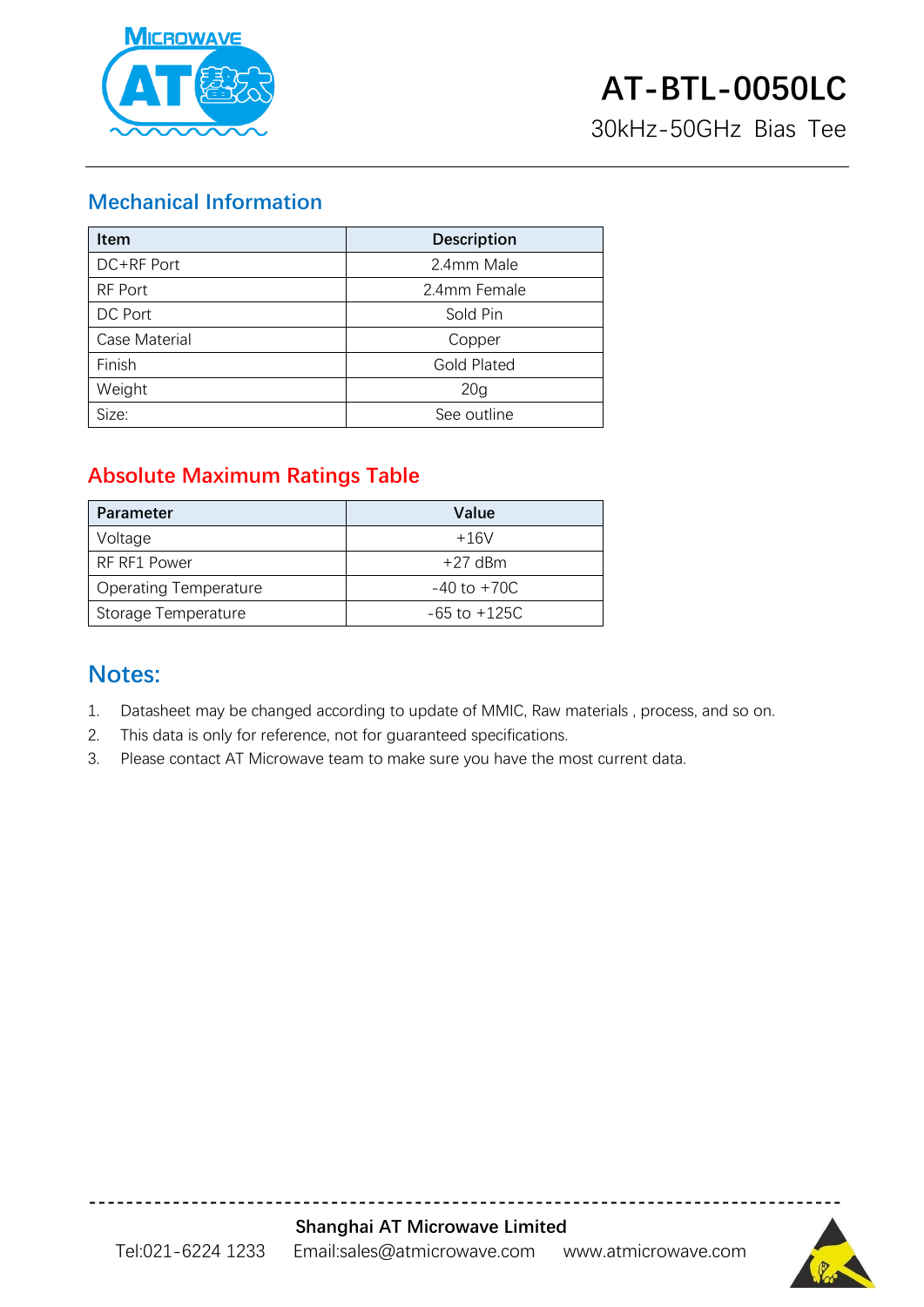# AT-BTL-0050LC

30kHz-50GHz Bias Tee

## Mechanical Information

| Item | Description |
| --- | --- |
| DC+RF Port | 2.4mm Male |
| RF Port | 2.4mm Female |
| DC Port | Sold Pin |
| Case Material | Copper |
| Finish | Gold Plated |
| Weight | 20g |
| Size: | See outline |

## Absolute Maximum Ratings Table

| Parameter | Value |
| --- | --- |
| Voltage | +16V |
| RF RF1 Power | +27 dBm |
| Operating Temperature | -40 to +70C |
| Storage Temperature | -65 to +125C |

## Notes:

1. Datasheet may be changed according to update of MMIC, Raw materials , process, and so on.
2. This data is only for reference, not for guaranteed specifications.
3. Please contact AT Microwave team to make sure you have the most current data.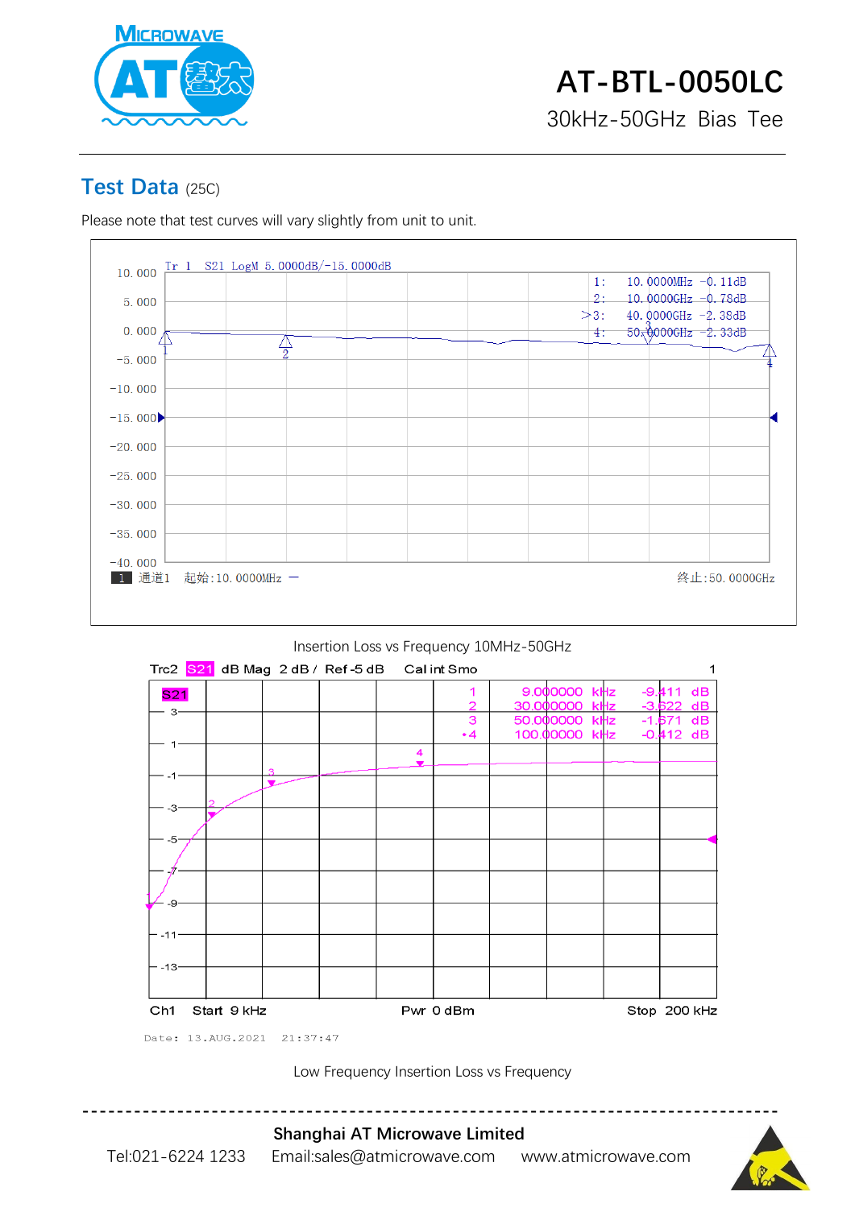# AT-BTL-0050LC

30kHz-50GHz Bias Tee

## Test Data (25C)

Please note that test curves will vary slightly from unit to unit.

Tr 1 S21 LogM 5.0000dB/-15.0000dB

| Marker | Frequency | Value |
|---|---|---|
| 1 | 10.0000MHz | -0.11dB |
| 2 | 10.0000GHz | -0.78dB |
| >3 | 40.0000GHz | -2.38dB |
| 4 | 50.0000GHz | -2.33dB |

1 通道1 起始:10.0000MHz — 终止:50.0000GHz

Insertion Loss vs Frequency 10MHz-50GHz

Trc2 S21 dB Mag 2 dB / Ref -5 dB Cal int Smo

| Marker | Frequency | Value |
|---|---|---|
| 1 | 9.000000 kHz | -9.411 dB |
| 2 | 30.000000 kHz | -3.622 dB |
| 3 | 50.000000 kHz | -1.671 dB |
| •4 | 100.00000 kHz | -0.412 dB |

Ch1 Start 9 kHz Pwr 0 dBm Stop 200 kHz

Date: 13.AUG.2021 21:37:47

Low Frequency Insertion Loss vs Frequency

---

**Shanghai AT Microwave Limited**

Tel:021-6224 1233 Email:sales@atmicrowave.com www.atmicrowave.com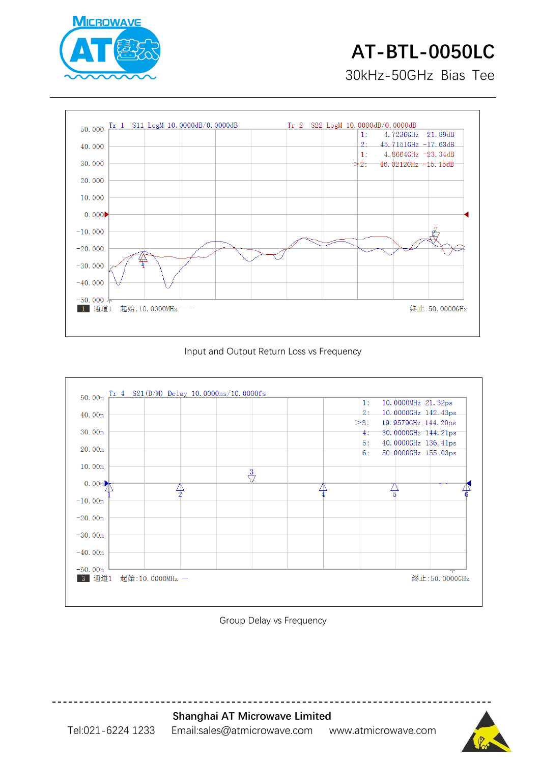Input and Output Return Loss vs Frequency

Group Delay vs Frequency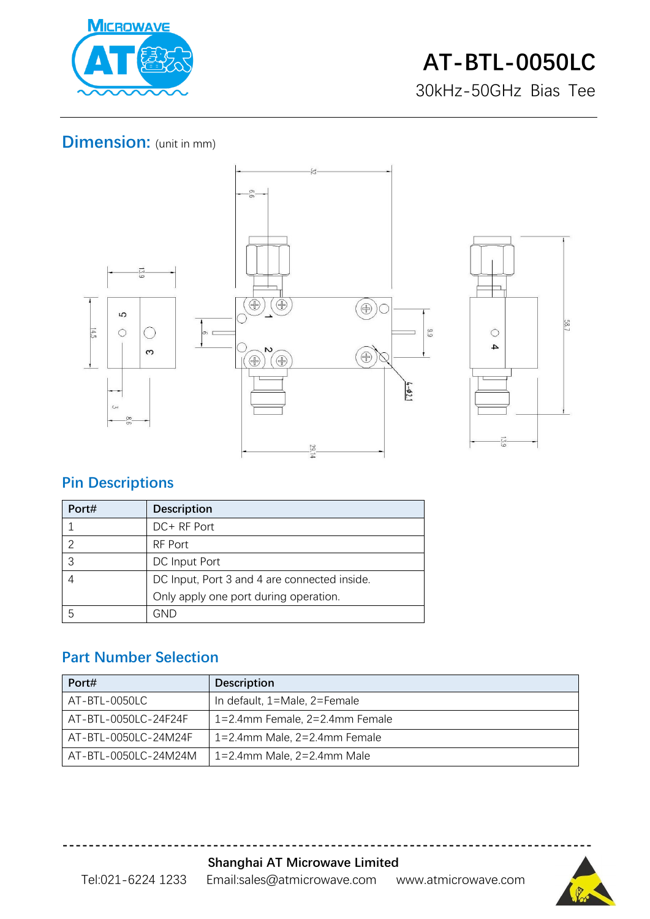# AT-BTL-0050LC

30kHz-50GHz Bias Tee

## Dimension: (unit in mm)

32
6.6
13.9
14.5
5
3
3
8.6
6
1
2
9.9
4-φ2.1
29.14
4
58.7
13.9

## Pin Descriptions

| Port# | Description |
|---|---|
| 1 | DC+ RF Port |
| 2 | RF Port |
| 3 | DC Input Port |
| 4 | DC Input, Port 3 and 4 are connected inside.<br>Only apply one port during operation. |
| 5 | GND |

## Part Number Selection

| Port# | Description |
|---|---|
| AT-BTL-0050LC | In default, 1=Male, 2=Female |
| AT-BTL-0050LC-24F24F | 1=2.4mm Female, 2=2.4mm Female |
| AT-BTL-0050LC-24M24F | 1=2.4mm Male, 2=2.4mm Female |
| AT-BTL-0050LC-24M24M | 1=2.4mm Male, 2=2.4mm Male |

**Shanghai AT Microwave Limited**

Tel:021-6224 1233 Email:sales@atmicrowave.com www.atmicrowave.com